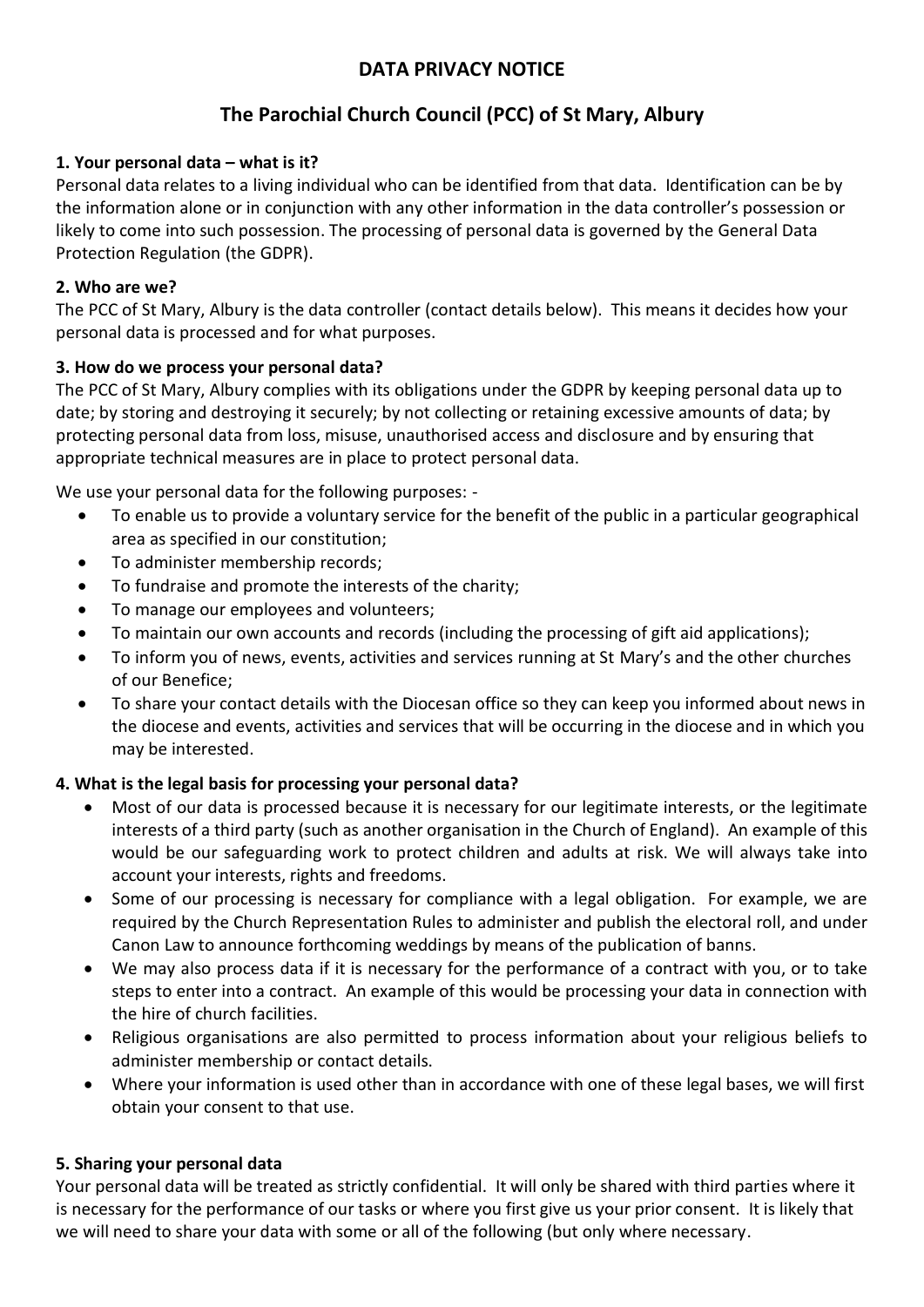# DATA PRIVACY NOTICE

## The Parochial Church Council (PCC) of St Mary, Albury

**1. Your personal data – what is it?**

Personal data relates to a living individual who can be identified from that data. Identification can be by the information alone or in conjunction with any other information in the data controller's possession or likely to come into such possession. The processing of personal data is governed by the General Data Protection Regulation (the GDPR).

**2. Who are we?**

The PCC of St Mary, Albury is the data controller (contact details below). This means it decides how your personal data is processed and for what purposes.

**3. How do we process your personal data?**

The PCC of St Mary, Albury complies with its obligations under the GDPR by keeping personal data up to date; by storing and destroying it securely; by not collecting or retaining excessive amounts of data; by protecting personal data from loss, misuse, unauthorised access and disclosure and by ensuring that appropriate technical measures are in place to protect personal data.

We use your personal data for the following purposes: -

- To enable us to provide a voluntary service for the benefit of the public in a particular geographical area as specified in our constitution;
- To administer membership records;
- To fundraise and promote the interests of the charity;
- To manage our employees and volunteers;
- To maintain our own accounts and records (including the processing of gift aid applications);
- To inform you of news, events, activities and services running at St Mary's and the other churches of our Benefice;
- To share your contact details with the Diocesan office so they can keep you informed about news in the diocese and events, activities and services that will be occurring in the diocese and in which you may be interested.

**4. What is the legal basis for processing your personal data?**

- Most of our data is processed because it is necessary for our legitimate interests, or the legitimate interests of a third party (such as another organisation in the Church of England). An example of this would be our safeguarding work to protect children and adults at risk. We will always take into account your interests, rights and freedoms.
- Some of our processing is necessary for compliance with a legal obligation. For example, we are required by the Church Representation Rules to administer and publish the electoral roll, and under Canon Law to announce forthcoming weddings by means of the publication of banns.
- We may also process data if it is necessary for the performance of a contract with you, or to take steps to enter into a contract. An example of this would be processing your data in connection with the hire of church facilities.
- Religious organisations are also permitted to process information about your religious beliefs to administer membership or contact details.
- Where your information is used other than in accordance with one of these legal bases, we will first obtain your consent to that use.

**5. Sharing your personal data**

Your personal data will be treated as strictly confidential. It will only be shared with third parties where it is necessary for the performance of our tasks or where you first give us your prior consent. It is likely that we will need to share your data with some or all of the following (but only where necessary.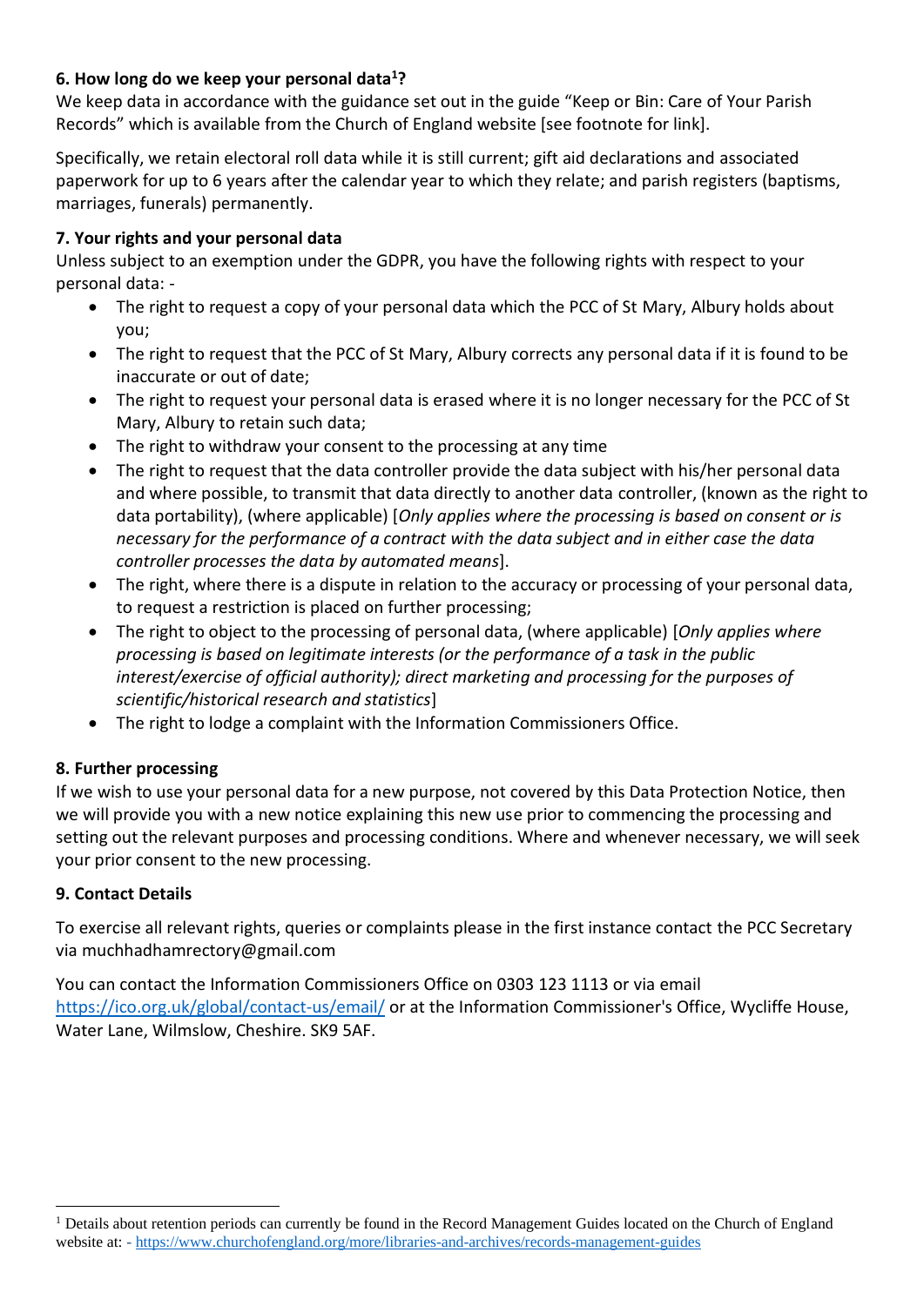### 6. How long do we keep your personal data[1]?

We keep data in accordance with the guidance set out in the guide "Keep or Bin: Care of Your Parish Records" which is available from the Church of England website [see footnote for link].

Specifically, we retain electoral roll data while it is still current; gift aid declarations and associated paperwork for up to 6 years after the calendar year to which they relate; and parish registers (baptisms, marriages, funerals) permanently.

### 7. Your rights and your personal data

Unless subject to an exemption under the GDPR, you have the following rights with respect to your personal data: -

- The right to request a copy of your personal data which the PCC of St Mary, Albury holds about you;
- The right to request that the PCC of St Mary, Albury corrects any personal data if it is found to be inaccurate or out of date;
- The right to request your personal data is erased where it is no longer necessary for the PCC of St Mary, Albury to retain such data;
- The right to withdraw your consent to the processing at any time
- The right to request that the data controller provide the data subject with his/her personal data and where possible, to transmit that data directly to another data controller, (known as the right to data portability), (where applicable) [*Only applies where the processing is based on consent or is necessary for the performance of a contract with the data subject and in either case the data controller processes the data by automated means*].
- The right, where there is a dispute in relation to the accuracy or processing of your personal data, to request a restriction is placed on further processing;
- The right to object to the processing of personal data, (where applicable) [*Only applies where processing is based on legitimate interests (or the performance of a task in the public interest/exercise of official authority); direct marketing and processing for the purposes of scientific/historical research and statistics*]
- The right to lodge a complaint with the Information Commissioners Office.

### 8. Further processing

If we wish to use your personal data for a new purpose, not covered by this Data Protection Notice, then we will provide you with a new notice explaining this new use prior to commencing the processing and setting out the relevant purposes and processing conditions. Where and whenever necessary, we will seek your prior consent to the new processing.

### 9. Contact Details

To exercise all relevant rights, queries or complaints please in the first instance contact the PCC Secretary via muchhadhamrectory@gmail.com

You can contact the Information Commissioners Office on 0303 123 1113 or via email https://ico.org.uk/global/contact-us/email/ or at the Information Commissioner's Office, Wycliffe House, Water Lane, Wilmslow, Cheshire. SK9 5AF.

---

[1] Details about retention periods can currently be found in the Record Management Guides located on the Church of England website at: - https://www.churchofengland.org/more/libraries-and-archives/records-management-guides